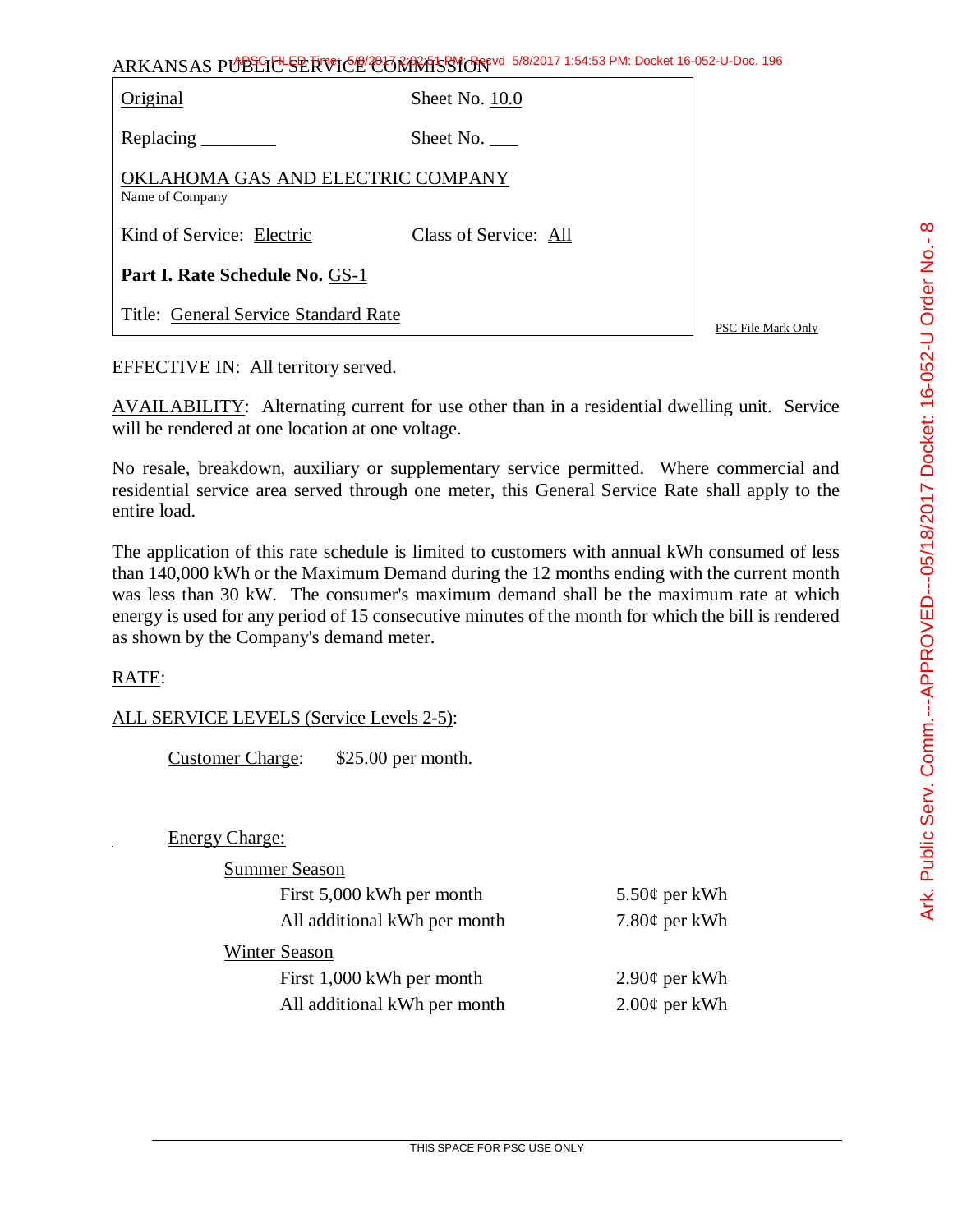ARKANSAS PUBLIC SERVICE COMMISSION

| Original | Sheet No. 10.0 |
|---|---|
| Replacing ________ | Sheet No. ___ |
| OKLAHOMA GAS AND ELECTRIC COMPANY<br>Name of Company | |
| Kind of Service: Electric | Class of Service: All |
| **Part I. Rate Schedule No.** GS-1 | |
| Title: General Service Standard Rate | |

PSC File Mark Only

EFFECTIVE IN: All territory served.

AVAILABILITY: Alternating current for use other than in a residential dwelling unit. Service will be rendered at one location at one voltage.

No resale, breakdown, auxiliary or supplementary service permitted. Where commercial and residential service area served through one meter, this General Service Rate shall apply to the entire load.

The application of this rate schedule is limited to customers with annual kWh consumed of less than 140,000 kWh or the Maximum Demand during the 12 months ending with the current month was less than 30 kW. The consumer's maximum demand shall be the maximum rate at which energy is used for any period of 15 consecutive minutes of the month for which the bill is rendered as shown by the Company's demand meter.

RATE:

ALL SERVICE LEVELS (Service Levels 2-5):

Customer Charge: $25.00 per month.

Energy Charge:

Summer Season

| | |
|---|---|
| First 5,000 kWh per month | 5.50¢ per kWh |
| All additional kWh per month | 7.80¢ per kWh |

Winter Season

| | |
|---|---|
| First 1,000 kWh per month | 2.90¢ per kWh |
| All additional kWh per month | 2.00¢ per kWh |

THIS SPACE FOR PSC USE ONLY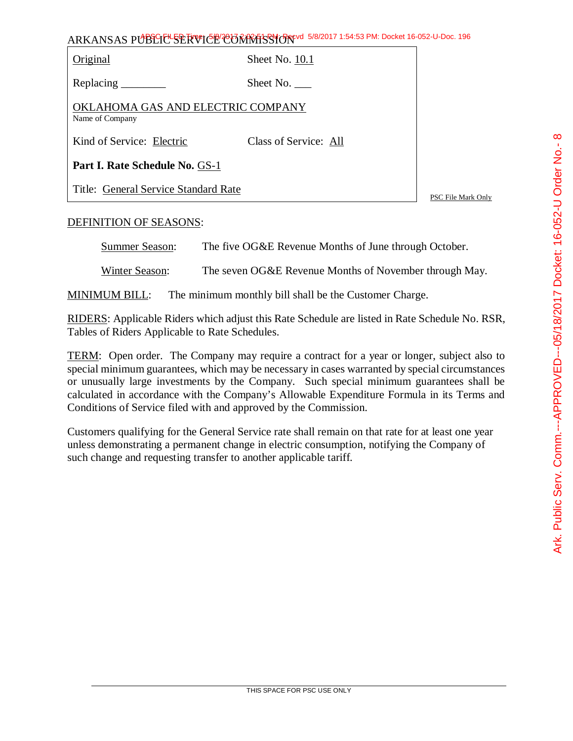ARKANSAS PUBLIC SERVICE COMMISSION

| | |
|---|---|
| Original | Sheet No. 10.1 |
| Replacing ________ | Sheet No. ___ |
| OKLAHOMA GAS AND ELECTRIC COMPANY<br>Name of Company | |
| Kind of Service: Electric | Class of Service: All |
| **Part I. Rate Schedule No.** GS-1 | |
| Title: General Service Standard Rate | |

PSC File Mark Only

DEFINITION OF SEASONS:

Summer Season: The five OG&E Revenue Months of June through October.

Winter Season: The seven OG&E Revenue Months of November through May.

MINIMUM BILL: The minimum monthly bill shall be the Customer Charge.

RIDERS: Applicable Riders which adjust this Rate Schedule are listed in Rate Schedule No. RSR, Tables of Riders Applicable to Rate Schedules.

TERM: Open order. The Company may require a contract for a year or longer, subject also to special minimum guarantees, which may be necessary in cases warranted by special circumstances or unusually large investments by the Company. Such special minimum guarantees shall be calculated in accordance with the Company's Allowable Expenditure Formula in its Terms and Conditions of Service filed with and approved by the Commission.

Customers qualifying for the General Service rate shall remain on that rate for at least one year unless demonstrating a permanent change in electric consumption, notifying the Company of such change and requesting transfer to another applicable tariff.

THIS SPACE FOR PSC USE ONLY